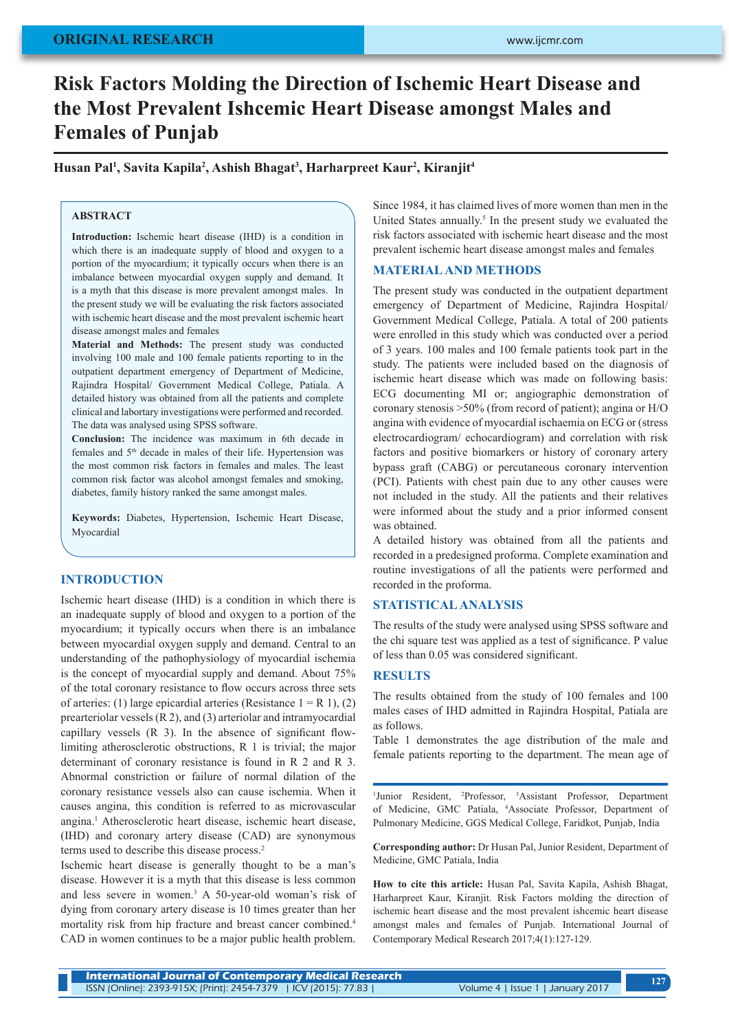ORIGINAL RESEARCH

# Risk Factors Molding the Direction of Ischemic Heart Disease and the Most Prevalent Ishcemic Heart Disease amongst Males and Females of Punjab

**Husan Pal[1], Savita Kapila[2], Ashish Bhagat[3], Harharpreet Kaur[2], Kiranjit[4]**

## ABSTRACT

**Introduction:** Ischemic heart disease (IHD) is a condition in which there is an inadequate supply of blood and oxygen to a portion of the myocardium; it typically occurs when there is an imbalance between myocardial oxygen supply and demand. It is a myth that this disease is more prevalent amongst males. In the present study we will be evaluating the risk factors associated with ischemic heart disease and the most prevalent ischemic heart disease amongst males and females

**Material and Methods:** The present study was conducted involving 100 male and 100 female patients reporting to in the outpatient department emergency of Department of Medicine, Rajindra Hospital/ Government Medical College, Patiala. A detailed history was obtained from all the patients and complete clinical and labortary investigations were performed and recorded. The data was analysed using SPSS software.

**Conclusion:** The incidence was maximum in 6th decade in females and 5th decade in males of their life. Hypertension was the most common risk factors in females and males. The least common risk factor was alcohol amongst females and smoking, diabetes, family history ranked the same amongst males.

**Keywords:** Diabetes, Hypertension, Ischemic Heart Disease, Myocardial

## INTRODUCTION

Ischemic heart disease (IHD) is a condition in which there is an inadequate supply of blood and oxygen to a portion of the myocardium; it typically occurs when there is an imbalance between myocardial oxygen supply and demand. Central to an understanding of the pathophysiology of myocardial ischemia is the concept of myocardial supply and demand. About 75% of the total coronary resistance to flow occurs across three sets of arteries: (1) large epicardial arteries (Resistance 1 = R 1), (2) prearteriolar vessels (R 2), and (3) arteriolar and intramyocardial capillary vessels (R 3). In the absence of significant flow-limiting atherosclerotic obstructions, R 1 is trivial; the major determinant of coronary resistance is found in R 2 and R 3. Abnormal constriction or failure of normal dilation of the coronary resistance vessels also can cause ischemia. When it causes angina, this condition is referred to as microvascular angina.[1] Atherosclerotic heart disease, ischemic heart disease, (IHD) and coronary artery disease (CAD) are synonymous terms used to describe this disease process.[2]

Ischemic heart disease is generally thought to be a man's disease. However it is a myth that this disease is less common and less severe in women.[3] A 50-year-old woman's risk of dying from coronary artery disease is 10 times greater than her mortality risk from hip fracture and breast cancer combined.[4] CAD in women continues to be a major public health problem. Since 1984, it has claimed lives of more women than men in the United States annually.[5] In the present study we evaluated the risk factors associated with ischemic heart disease and the most prevalent ischemic heart disease amongst males and females

## MATERIAL AND METHODS

The present study was conducted in the outpatient department emergency of Department of Medicine, Rajindra Hospital/ Government Medical College, Patiala. A total of 200 patients were enrolled in this study which was conducted over a period of 3 years. 100 males and 100 female patients took part in the study. The patients were included based on the diagnosis of ischemic heart disease which was made on following basis: ECG documenting MI or; angiographic demonstration of coronary stenosis >50% (from record of patient); angina or H/O angina with evidence of myocardial ischaemia on ECG or (stress electrocardiogram/ echocardiogram) and correlation with risk factors and positive biomarkers or history of coronary artery bypass graft (CABG) or percutaneous coronary intervention (PCI). Patients with chest pain due to any other causes were not included in the study. All the patients and their relatives were informed about the study and a prior informed consent was obtained.

A detailed history was obtained from all the patients and recorded in a predesigned proforma. Complete examination and routine investigations of all the patients were performed and recorded in the proforma.

## STATISTICAL ANALYSIS

The results of the study were analysed using SPSS software and the chi square test was applied as a test of significance. P value of less than 0.05 was considered significant.

## RESULTS

The results obtained from the study of 100 females and 100 males cases of IHD admitted in Rajindra Hospital, Patiala are as follows.

Table 1 demonstrates the age distribution of the male and female patients reporting to the department. The mean age of

---

[1]Junior Resident, [2]Professor, [3]Assistant Professor, Department of Medicine, GMC Patiala, [4]Associate Professor, Department of Pulmonary Medicine, GGS Medical College, Faridkot, Punjab, India

**Corresponding author:** Dr Husan Pal, Junior Resident, Department of Medicine, GMC Patiala, India

**How to cite this article:** Husan Pal, Savita Kapila, Ashish Bhagat, Harharpreet Kaur, Kiranjit. Risk Factors molding the direction of ischemic heart disease and the most prevalent ishcemic heart disease amongst males and females of Punjab. International Journal of Contemporary Medical Research 2017;4(1):127-129.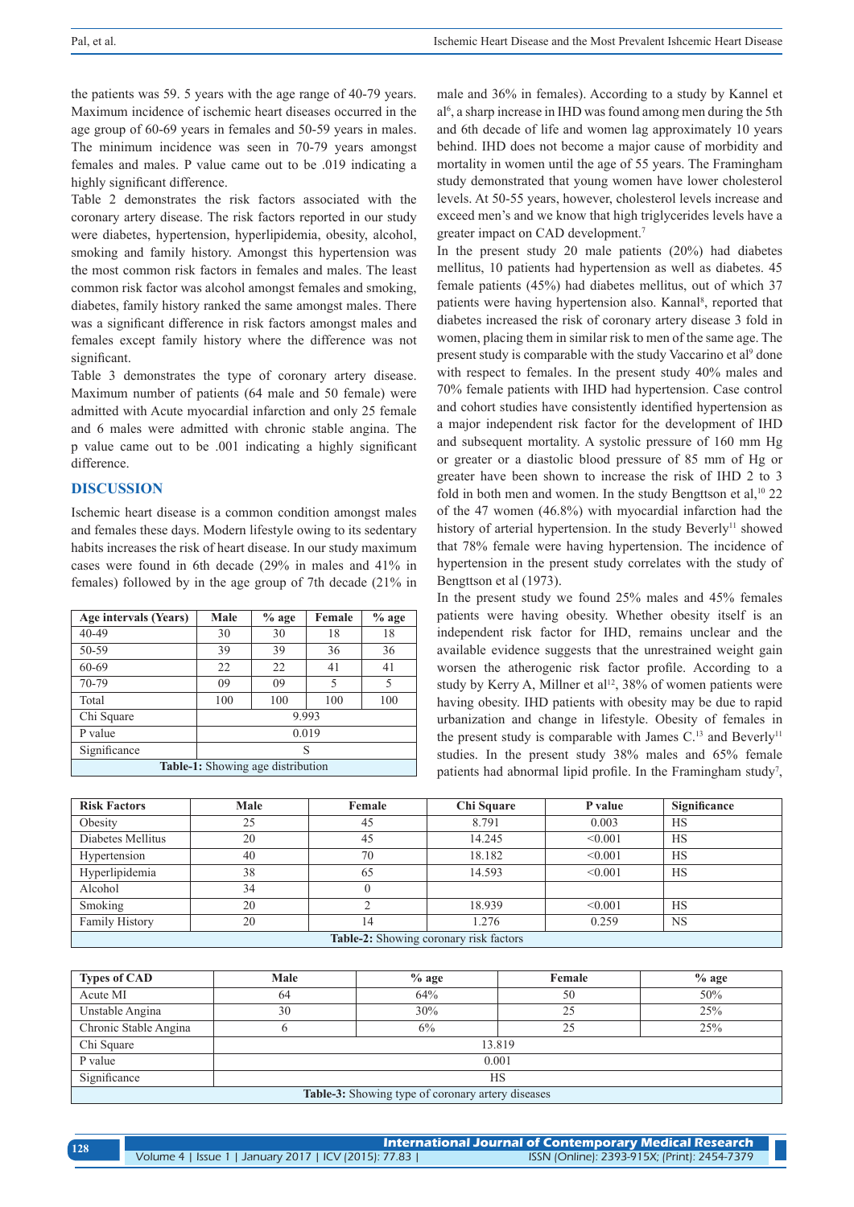the patients was 59. 5 years with the age range of 40-79 years. Maximum incidence of ischemic heart diseases occurred in the age group of 60-69 years in females and 50-59 years in males. The minimum incidence was seen in 70-79 years amongst females and males. P value came out to be .019 indicating a highly significant difference.

Table 2 demonstrates the risk factors associated with the coronary artery disease. The risk factors reported in our study were diabetes, hypertension, hyperlipidemia, obesity, alcohol, smoking and family history. Amongst this hypertension was the most common risk factors in females and males. The least common risk factor was alcohol amongst females and smoking, diabetes, family history ranked the same amongst males. There was a significant difference in risk factors amongst males and females except family history where the difference was not significant.

Table 3 demonstrates the type of coronary artery disease. Maximum number of patients (64 male and 50 female) were admitted with Acute myocardial infarction and only 25 female and 6 males were admitted with chronic stable angina. The p value came out to be .001 indicating a highly significant difference.

## DISCUSSION

Ischemic heart disease is a common condition amongst males and females these days. Modern lifestyle owing to its sedentary habits increases the risk of heart disease. In our study maximum cases were found in 6th decade (29% in males and 41% in females) followed by in the age group of 7th decade (21% in male and 36% in females). According to a study by Kannel et al[6], a sharp increase in IHD was found among men during the 5th and 6th decade of life and women lag approximately 10 years behind. IHD does not become a major cause of morbidity and mortality in women until the age of 55 years. The Framingham study demonstrated that young women have lower cholesterol levels. At 50-55 years, however, cholesterol levels increase and exceed men's and we know that high triglycerides levels have a greater impact on CAD development.[7]

In the present study 20 male patients (20%) had diabetes mellitus, 10 patients had hypertension as well as diabetes. 45 female patients (45%) had diabetes mellitus, out of which 37 patients were having hypertension also. Kannal[8], reported that diabetes increased the risk of coronary artery disease 3 fold in women, placing them in similar risk to men of the same age. The present study is comparable with the study Vaccarino et al[9] done with respect to females. In the present study 40% males and 70% female patients with IHD had hypertension. Case control and cohort studies have consistently identified hypertension as a major independent risk factor for the development of IHD and subsequent mortality. A systolic pressure of 160 mm Hg or greater or a diastolic blood pressure of 85 mm of Hg or greater have been shown to increase the risk of IHD 2 to 3 fold in both men and women. In the study Bengttson et al,[10] 22 of the 47 women (46.8%) with myocardial infarction had the history of arterial hypertension. In the study Beverly[11] showed that 78% female were having hypertension. The incidence of hypertension in the present study correlates with the study of Bengttson et al (1973).

In the present study we found 25% males and 45% females patients were having obesity. Whether obesity itself is an independent risk factor for IHD, remains unclear and the available evidence suggests that the unrestrained weight gain worsen the atherogenic risk factor profile. According to a study by Kerry A, Millner et al[12], 38% of women patients were having obesity. IHD patients with obesity may be due to rapid urbanization and change in lifestyle. Obesity of females in the present study is comparable with James C.[13] and Beverly[11] studies. In the present study 38% males and 65% female patients had abnormal lipid profile. In the Framingham study[7],

| Age intervals (Years) | Male | % age | Female | % age |
|---|---|---|---|---|
| 40-49 | 30 | 30 | 18 | 18 |
| 50-59 | 39 | 39 | 36 | 36 |
| 60-69 | 22 | 22 | 41 | 41 |
| 70-79 | 09 | 09 | 5 | 5 |
| Total | 100 | 100 | 100 | 100 |
| Chi Square | 9.993 | | | |
| P value | 0.019 | | | |
| Significance | S | | | |

**Table-1:** Showing age distribution

| Risk Factors | Male | Female | Chi Square | P value | Significance |
|---|---|---|---|---|---|
| Obesity | 25 | 45 | 8.791 | 0.003 | HS |
| Diabetes Mellitus | 20 | 45 | 14.245 | <0.001 | HS |
| Hypertension | 40 | 70 | 18.182 | <0.001 | HS |
| Hyperlipidemia | 38 | 65 | 14.593 | <0.001 | HS |
| Alcohol | 34 | 0 | | | |
| Smoking | 20 | 2 | 18.939 | <0.001 | HS |
| Family History | 20 | 14 | 1.276 | 0.259 | NS |

**Table-2:** Showing coronary risk factors

| Types of CAD | Male | % age | Female | % age |
|---|---|---|---|---|
| Acute MI | 64 | 64% | 50 | 50% |
| Unstable Angina | 30 | 30% | 25 | 25% |
| Chronic Stable Angina | 6 | 6% | 25 | 25% |
| Chi Square | 13.819 | | | |
| P value | 0.001 | | | |
| Significance | HS | | | |

**Table-3:** Showing type of coronary artery diseases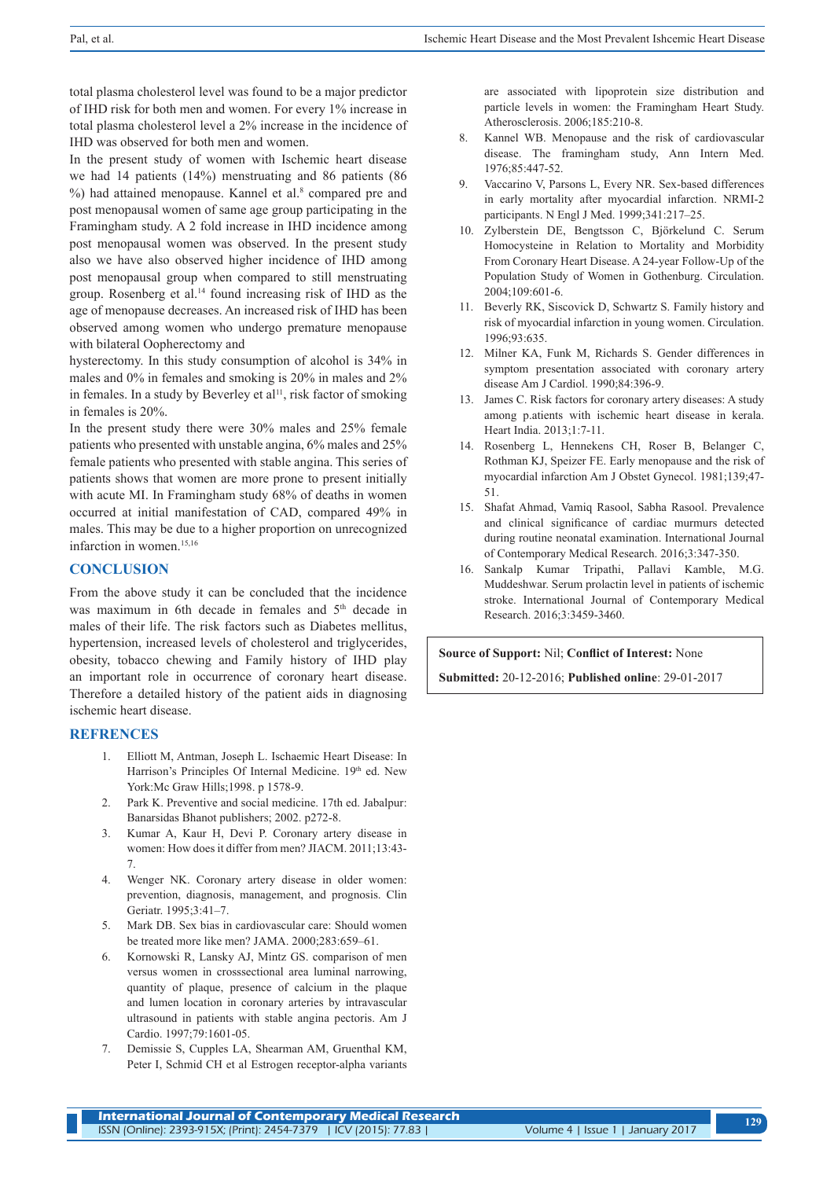total plasma cholesterol level was found to be a major predictor of IHD risk for both men and women. For every 1% increase in total plasma cholesterol level a 2% increase in the incidence of IHD was observed for both men and women.

In the present study of women with Ischemic heart disease we had 14 patients (14%) menstruating and 86 patients (86 %) had attained menopause. Kannel et al.[8] compared pre and post menopausal women of same age group participating in the Framingham study. A 2 fold increase in IHD incidence among post menopausal women was observed. In the present study also we have also observed higher incidence of IHD among post menopausal group when compared to still menstruating group. Rosenberg et al.[14] found increasing risk of IHD as the age of menopause decreases. An increased risk of IHD has been observed among women who undergo premature menopause with bilateral Oopherectomy and

hysterectomy. In this study consumption of alcohol is 34% in males and 0% in females and smoking is 20% in males and 2% in females. In a study by Beverley et al[11], risk factor of smoking in females is 20%.

In the present study there were 30% males and 25% female patients who presented with unstable angina, 6% males and 25% female patients who presented with stable angina. This series of patients shows that women are more prone to present initially with acute MI. In Framingham study 68% of deaths in women occurred at initial manifestation of CAD, compared 49% in males. This may be due to a higher proportion on unrecognized infarction in women.[15,16]

## CONCLUSION

From the above study it can be concluded that the incidence was maximum in 6th decade in females and 5th decade in males of their life. The risk factors such as Diabetes mellitus, hypertension, increased levels of cholesterol and triglycerides, obesity, tobacco chewing and Family history of IHD play an important role in occurrence of coronary heart disease. Therefore a detailed history of the patient aids in diagnosing ischemic heart disease.

## REFRENCES

1. Elliott M, Antman, Joseph L. Ischaemic Heart Disease: In Harrison's Principles Of Internal Medicine. 19th ed. New York:Mc Graw Hills;1998. p 1578-9.
2. Park K. Preventive and social medicine. 17th ed. Jabalpur: Banarsidas Bhanot publishers; 2002. p272-8.
3. Kumar A, Kaur H, Devi P. Coronary artery disease in women: How does it differ from men? JIACM. 2011;13:43-7.
4. Wenger NK. Coronary artery disease in older women: prevention, diagnosis, management, and prognosis. Clin Geriatr. 1995;3:41–7.
5. Mark DB. Sex bias in cardiovascular care: Should women be treated more like men? JAMA. 2000;283:659–61.
6. Kornowski R, Lansky AJ, Mintz GS. comparison of men versus women in crosssectional area luminal narrowing, quantity of plaque, presence of calcium in the plaque and lumen location in coronary arteries by intravascular ultrasound in patients with stable angina pectoris. Am J Cardio. 1997;79:1601-05.
7. Demissie S, Cupples LA, Shearman AM, Gruenthal KM, Peter I, Schmid CH et al Estrogen receptor-alpha variants are associated with lipoprotein size distribution and particle levels in women: the Framingham Heart Study. Atherosclerosis. 2006;185:210-8.
8. Kannel WB. Menopause and the risk of cardiovascular disease. The framingham study, Ann Intern Med. 1976;85:447-52.
9. Vaccarino V, Parsons L, Every NR. Sex-based differences in early mortality after myocardial infarction. NRMI-2 participants. N Engl J Med. 1999;341:217–25.
10. Zylberstein DE, Bengtsson C, Björkelund C. Serum Homocysteine in Relation to Mortality and Morbidity From Coronary Heart Disease. A 24-year Follow-Up of the Population Study of Women in Gothenburg. Circulation. 2004;109:601-6.
11. Beverly RK, Siscovick D, Schwartz S. Family history and risk of myocardial infarction in young women. Circulation. 1996;93:635.
12. Milner KA, Funk M, Richards S. Gender differences in symptom presentation associated with coronary artery disease Am J Cardiol. 1990;84:396-9.
13. James C. Risk factors for coronary artery diseases: A study among p.atients with ischemic heart disease in kerala. Heart India. 2013;1:7-11.
14. Rosenberg L, Hennekens CH, Roser B, Belanger C, Rothman KJ, Speizer FE. Early menopause and the risk of myocardial infarction Am J Obstet Gynecol. 1981;139;47-51.
15. Shafat Ahmad, Vamiq Rasool, Sabha Rasool. Prevalence and clinical significance of cardiac murmurs detected during routine neonatal examination. International Journal of Contemporary Medical Research. 2016;3:347-350.
16. Sankalp Kumar Tripathi, Pallavi Kamble, M.G. Muddeshwar. Serum prolactin level in patients of ischemic stroke. International Journal of Contemporary Medical Research. 2016;3:3459-3460.

**Source of Support:** Nil; **Conflict of Interest:** None

**Submitted:** 20-12-2016; **Published online**: 29-01-2017